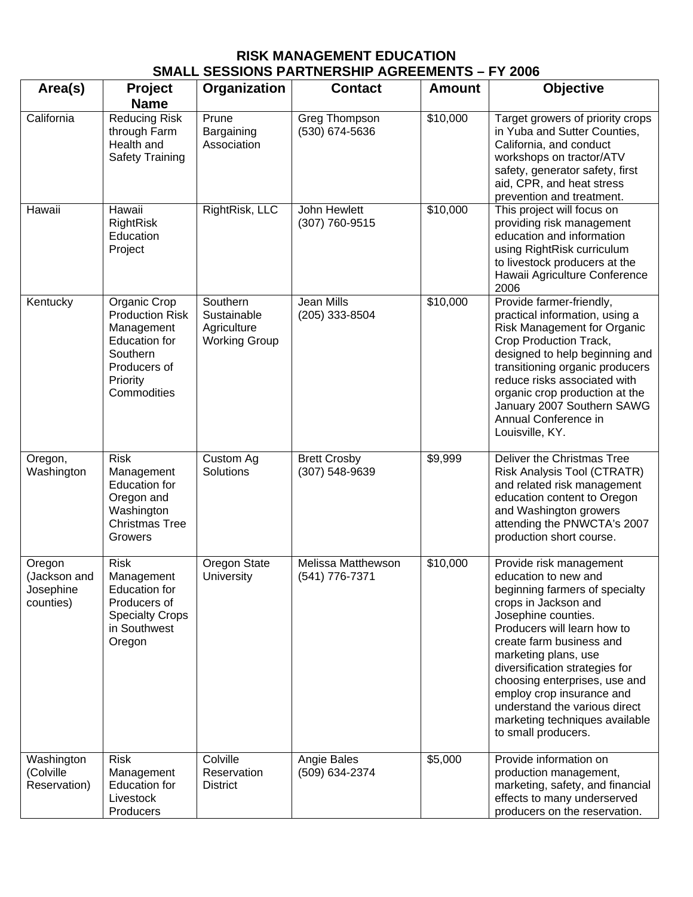# RISK MANAGEMENT EDUCATION
## SMALL SESSIONS PARTNERSHIP AGREEMENTS – FY 2006

| Area(s) | Project Name | Organization | Contact | Amount | Objective |
|---|---|---|---|---|---|
| California | Reducing Risk through Farm Health and Safety Training | Prune Bargaining Association | Greg Thompson (530) 674-5636 | $10,000 | Target growers of priority crops in Yuba and Sutter Counties, California, and conduct workshops on tractor/ATV safety, generator safety, first aid, CPR, and heat stress prevention and treatment. |
| Hawaii | Hawaii RightRisk Education Project | RightRisk, LLC | John Hewlett (307) 760-9515 | $10,000 | This project will focus on providing risk management education and information using RightRisk curriculum to livestock producers at the Hawaii Agriculture Conference 2006 |
| Kentucky | Organic Crop Production Risk Management Education for Southern Producers of Priority Commodities | Southern Sustainable Agriculture Working Group | Jean Mills (205) 333-8504 | $10,000 | Provide farmer-friendly, practical information, using a Risk Management for Organic Crop Production Track, designed to help beginning and transitioning organic producers reduce risks associated with organic crop production at the January 2007 Southern SAWG Annual Conference in Louisville, KY. |
| Oregon, Washington | Risk Management Education for Oregon and Washington Christmas Tree Growers | Custom Ag Solutions | Brett Crosby (307) 548-9639 | $9,999 | Deliver the Christmas Tree Risk Analysis Tool (CTRATR) and related risk management education content to Oregon and Washington growers attending the PNWCTA's 2007 production short course. |
| Oregon (Jackson and Josephine counties) | Risk Management Education for Producers of Specialty Crops in Southwest Oregon | Oregon State University | Melissa Matthewson (541) 776-7371 | $10,000 | Provide risk management education to new and beginning farmers of specialty crops in Jackson and Josephine counties. Producers will learn how to create farm business and marketing plans, use diversification strategies for choosing enterprises, use and employ crop insurance and understand the various direct marketing techniques available to small producers. |
| Washington (Colville Reservation) | Risk Management Education for Livestock Producers | Colville Reservation District | Angie Bales (509) 634-2374 | $5,000 | Provide information on production management, marketing, safety, and financial effects to many underserved producers on the reservation. |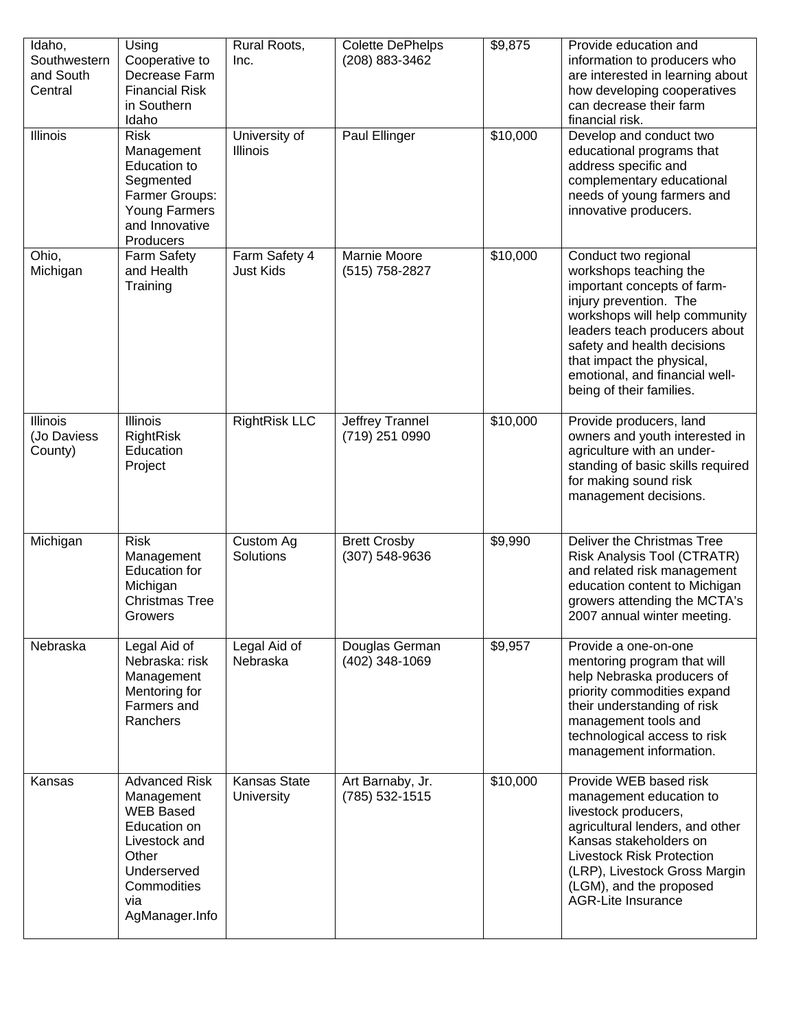| Idaho, Southwestern and South Central | Using Cooperative to Decrease Farm Financial Risk in Southern Idaho | Rural Roots, Inc. | Colette DePhelps (208) 883-3462 | $9,875 | Provide education and information to producers who are interested in learning about how developing cooperatives can decrease their farm financial risk. |
|---|---|---|---|---|---|
| Illinois | Risk Management Education to Segmented Farmer Groups: Young Farmers and Innovative Producers | University of Illinois | Paul Ellinger | $10,000 | Develop and conduct two educational programs that address specific and complementary educational needs of young farmers and innovative producers. |
| Ohio, Michigan | Farm Safety and Health Training | Farm Safety 4 Just Kids | Marnie Moore (515) 758-2827 | $10,000 | Conduct two regional workshops teaching the important concepts of farm-injury prevention. The workshops will help community leaders teach producers about safety and health decisions that impact the physical, emotional, and financial well-being of their families. |
| Illinois (Jo Daviess County) | Illinois RightRisk Education Project | RightRisk LLC | Jeffrey Trannel (719) 251 0990 | $10,000 | Provide producers, land owners and youth interested in agriculture with an under-standing of basic skills required for making sound risk management decisions. |
| Michigan | Risk Management Education for Michigan Christmas Tree Growers | Custom Ag Solutions | Brett Crosby (307) 548-9636 | $9,990 | Deliver the Christmas Tree Risk Analysis Tool (CTRATR) and related risk management education content to Michigan growers attending the MCTA's 2007 annual winter meeting. |
| Nebraska | Legal Aid of Nebraska: risk Management Mentoring for Farmers and Ranchers | Legal Aid of Nebraska | Douglas German (402) 348-1069 | $9,957 | Provide a one-on-one mentoring program that will help Nebraska producers of priority commodities expand their understanding of risk management tools and technological access to risk management information. |
| Kansas | Advanced Risk Management WEB Based Education on Livestock and Other Underserved Commodities via AgManager.Info | Kansas State University | Art Barnaby, Jr. (785) 532-1515 | $10,000 | Provide WEB based risk management education to livestock producers, agricultural lenders, and other Kansas stakeholders on Livestock Risk Protection (LRP), Livestock Gross Margin (LGM), and the proposed AGR-Lite Insurance |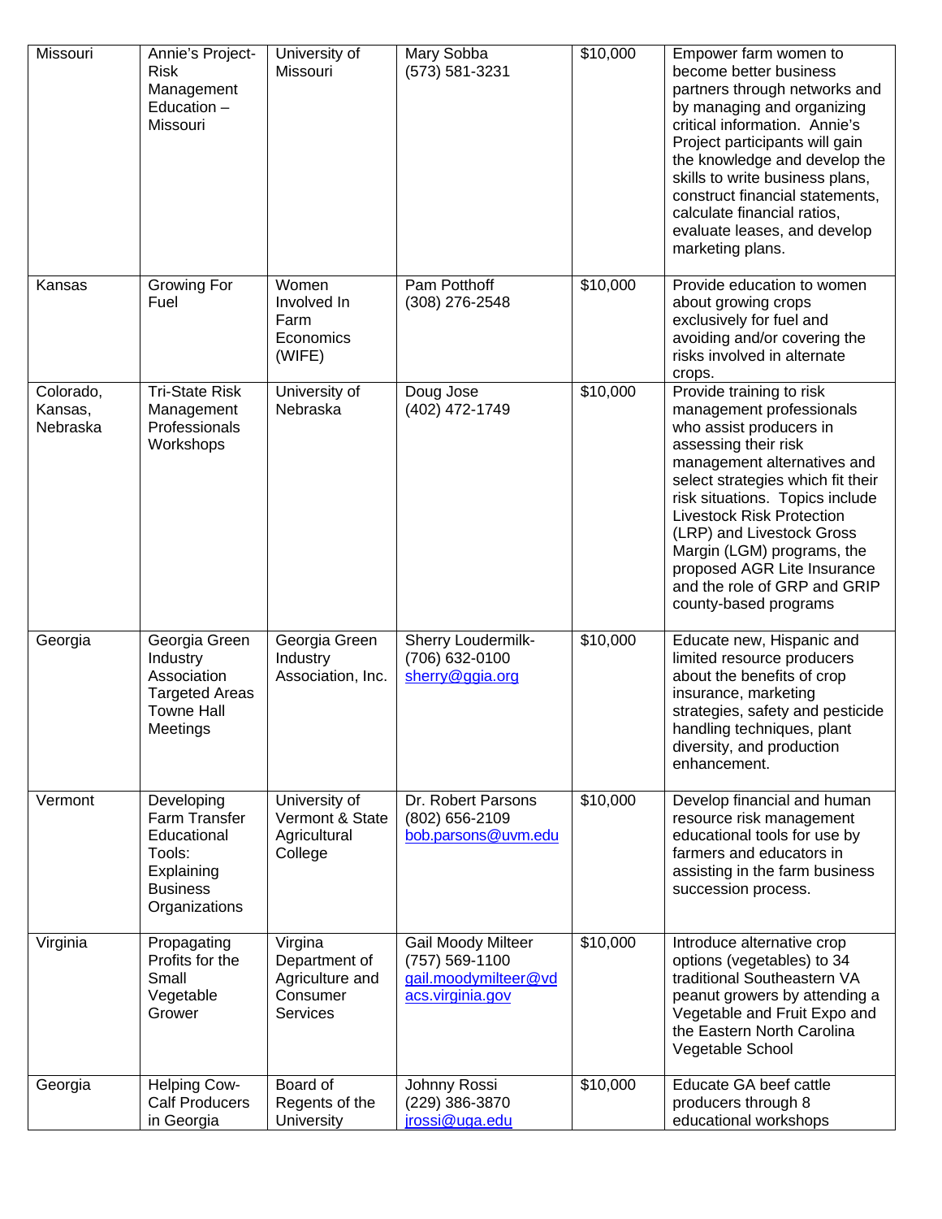| | | | | | |
|---|---|---|---|---|---|
| Missouri | Annie's Project-Risk Management Education – Missouri | University of Missouri | Mary Sobba (573) 581-3231 | $10,000 | Empower farm women to become better business partners through networks and by managing and organizing critical information. Annie's Project participants will gain the knowledge and develop the skills to write business plans, construct financial statements, calculate financial ratios, evaluate leases, and develop marketing plans. |
| Kansas | Growing For Fuel | Women Involved In Farm Economics (WIFE) | Pam Potthoff (308) 276-2548 | $10,000 | Provide education to women about growing crops exclusively for fuel and avoiding and/or covering the risks involved in alternate crops. |
| Colorado, Kansas, Nebraska | Tri-State Risk Management Professionals Workshops | University of Nebraska | Doug Jose (402) 472-1749 | $10,000 | Provide training to risk management professionals who assist producers in assessing their risk management alternatives and select strategies which fit their risk situations. Topics include Livestock Risk Protection (LRP) and Livestock Gross Margin (LGM) programs, the proposed AGR Lite Insurance and the role of GRP and GRIP county-based programs |
| Georgia | Georgia Green Industry Association Targeted Areas Towne Hall Meetings | Georgia Green Industry Association, Inc. | Sherry Loudermilk- (706) 632-0100 sherry@ggia.org | $10,000 | Educate new, Hispanic and limited resource producers about the benefits of crop insurance, marketing strategies, safety and pesticide handling techniques, plant diversity, and production enhancement. |
| Vermont | Developing Farm Transfer Educational Tools: Explaining Business Organizations | University of Vermont & State Agricultural College | Dr. Robert Parsons (802) 656-2109 bob.parsons@uvm.edu | $10,000 | Develop financial and human resource risk management educational tools for use by farmers and educators in assisting in the farm business succession process. |
| Virginia | Propagating Profits for the Small Vegetable Grower | Virgina Department of Agriculture and Consumer Services | Gail Moody Milteer (757) 569-1100 gail.moodymilteer@vdacs.virginia.gov | $10,000 | Introduce alternative crop options (vegetables) to 34 traditional Southeastern VA peanut growers by attending a Vegetable and Fruit Expo and the Eastern North Carolina Vegetable School |
| Georgia | Helping Cow-Calf Producers in Georgia | Board of Regents of the University | Johnny Rossi (229) 386-3870 jrossi@uga.edu | $10,000 | Educate GA beef cattle producers through 8 educational workshops |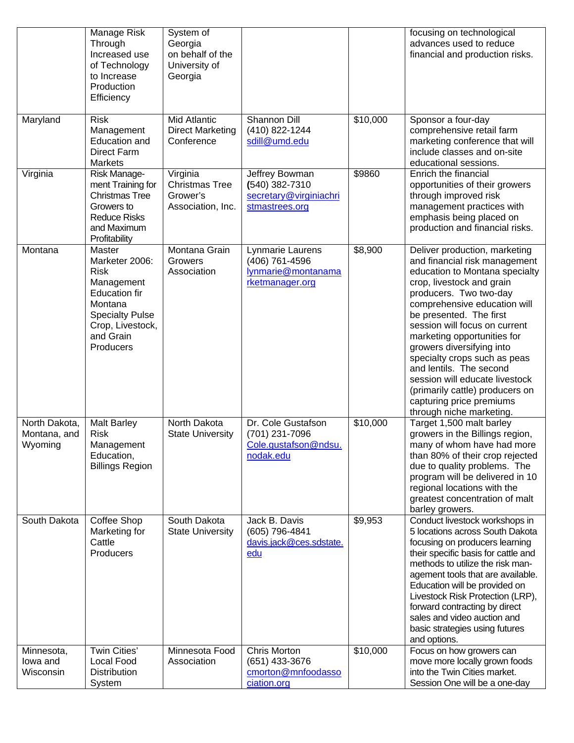| | | | | | |
|---|---|---|---|---|---|
| | Manage Risk Through Increased use of Technology to Increase Production Efficiency | System of Georgia on behalf of the University of Georgia | | | focusing on technological advances used to reduce financial and production risks. |
| Maryland | Risk Management Education and Direct Farm Markets | Mid Atlantic Direct Marketing Conference | Shannon Dill (410) 822-1244 sdill@umd.edu | $10,000 | Sponsor a four-day comprehensive retail farm marketing conference that will include classes and on-site educational sessions. |
| Virginia | Risk Manage-ment Training for Christmas Tree Growers to Reduce Risks and Maximum Profitability | Virginia Christmas Tree Grower's Association, Inc. | Jeffrey Bowman (540) 382-7310 secretary@virginiachristmastrees.org | $9860 | Enrich the financial opportunities of their growers through improved risk management practices with emphasis being placed on production and financial risks. |
| Montana | Master Marketer 2006: Risk Management Education fir Montana Specialty Pulse Crop, Livestock, and Grain Producers | Montana Grain Growers Association | Lynmarie Laurens (406) 761-4596 lynmarie@montanamarketmanager.org | $8,900 | Deliver production, marketing and financial risk management education to Montana specialty crop, livestock and grain producers. Two two-day comprehensive education will be presented. The first session will focus on current marketing opportunities for growers diversifying into specialty crops such as peas and lentils. The second session will educate livestock (primarily cattle) producers on capturing price premiums through niche marketing. |
| North Dakota, Montana, and Wyoming | Malt Barley Risk Management Education, Billings Region | North Dakota State University | Dr. Cole Gustafson (701) 231-7096 Cole.gustafson@ndsu.nodak.edu | $10,000 | Target 1,500 malt barley growers in the Billings region, many of whom have had more than 80% of their crop rejected due to quality problems. The program will be delivered in 10 regional locations with the greatest concentration of malt barley growers. |
| South Dakota | Coffee Shop Marketing for Cattle Producers | South Dakota State University | Jack B. Davis (605) 796-4841 davis.jack@ces.sdstate.edu | $9,953 | Conduct livestock workshops in 5 locations across South Dakota focusing on producers learning their specific basis for cattle and methods to utilize the risk man-agement tools that are available. Education will be provided on Livestock Risk Protection (LRP), forward contracting by direct sales and video auction and basic strategies using futures and options. |
| Minnesota, Iowa and Wisconsin | Twin Cities' Local Food Distribution System | Minnesota Food Association | Chris Morton (651) 433-3676 cmorton@mnfoodassociation.org | $10,000 | Focus on how growers can move more locally grown foods into the Twin Cities market. Session One will be a one-day |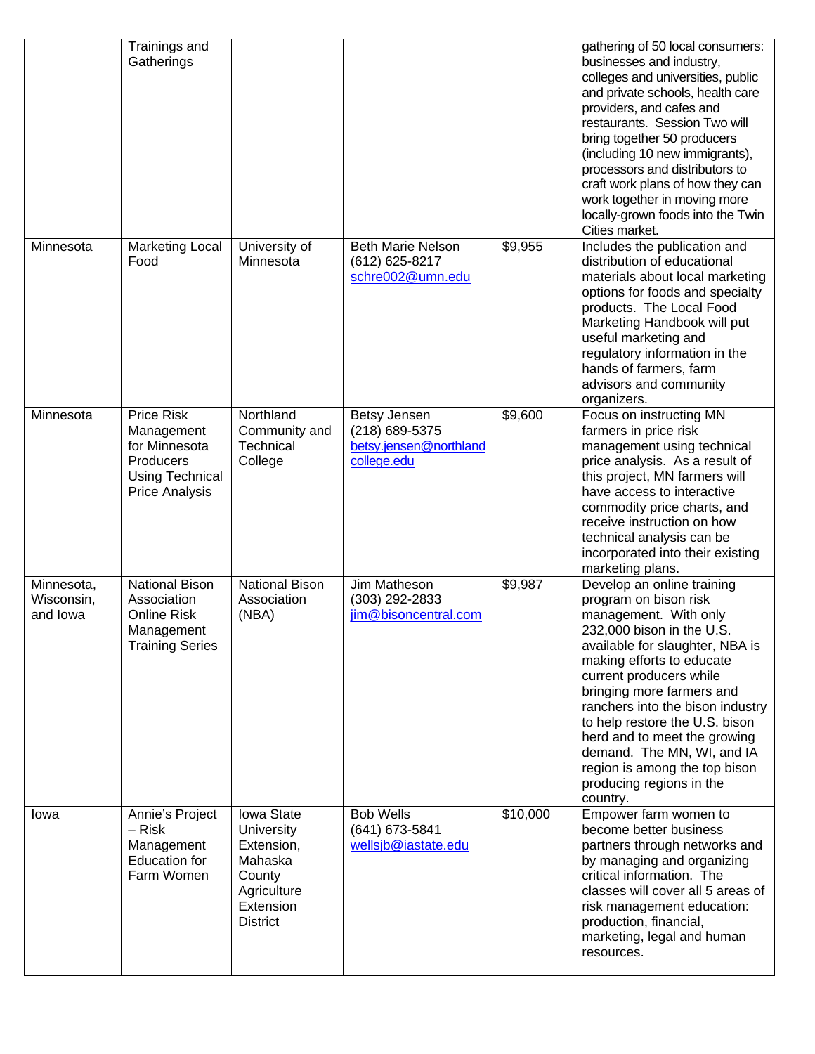| | | | | | |
|---|---|---|---|---|---|
| | Trainings and Gatherings | | | | gathering of 50 local consumers: businesses and industry, colleges and universities, public and private schools, health care providers, and cafes and restaurants. Session Two will bring together 50 producers (including 10 new immigrants), processors and distributors to craft work plans of how they can work together in moving more locally-grown foods into the Twin Cities market. |
| Minnesota | Marketing Local Food | University of Minnesota | Beth Marie Nelson (612) 625-8217 schre002@umn.edu | $9,955 | Includes the publication and distribution of educational materials about local marketing options for foods and specialty products. The Local Food Marketing Handbook will put useful marketing and regulatory information in the hands of farmers, farm advisors and community organizers. |
| Minnesota | Price Risk Management for Minnesota Producers Using Technical Price Analysis | Northland Community and Technical College | Betsy Jensen (218) 689-5375 betsy.jensen@northlandcollege.edu | $9,600 | Focus on instructing MN farmers in price risk management using technical price analysis. As a result of this project, MN farmers will have access to interactive commodity price charts, and receive instruction on how technical analysis can be incorporated into their existing marketing plans. |
| Minnesota, Wisconsin, and Iowa | National Bison Association Online Risk Management Training Series | National Bison Association (NBA) | Jim Matheson (303) 292-2833 jim@bisoncentral.com | $9,987 | Develop an online training program on bison risk management. With only 232,000 bison in the U.S. available for slaughter, NBA is making efforts to educate current producers while bringing more farmers and ranchers into the bison industry to help restore the U.S. bison herd and to meet the growing demand. The MN, WI, and IA region is among the top bison producing regions in the country. |
| Iowa | Annie's Project – Risk Management Education for Farm Women | Iowa State University Extension, Mahaska County Agriculture Extension District | Bob Wells (641) 673-5841 wellsjb@iastate.edu | $10,000 | Empower farm women to become better business partners through networks and by managing and organizing critical information. The classes will cover all 5 areas of risk management education: production, financial, marketing, legal and human resources. |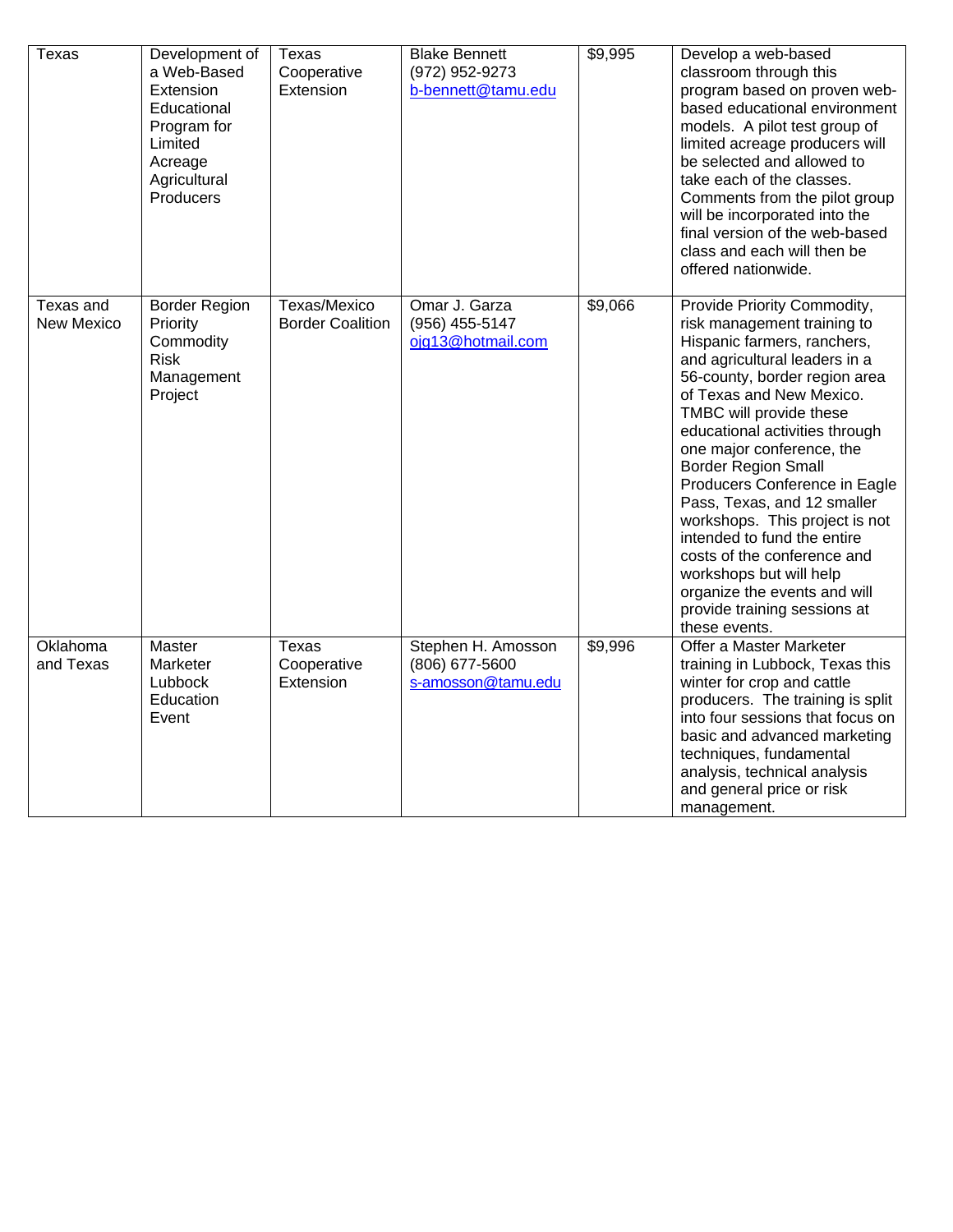| | | | | | |
|---|---|---|---|---|---|
| Texas | Development of a Web-Based Extension Educational Program for Limited Acreage Agricultural Producers | Texas Cooperative Extension | Blake Bennett (972) 952-9273 b-bennett@tamu.edu | $9,995 | Develop a web-based classroom through this program based on proven web-based educational environment models. A pilot test group of limited acreage producers will be selected and allowed to take each of the classes. Comments from the pilot group will be incorporated into the final version of the web-based class and each will then be offered nationwide. |
| Texas and New Mexico | Border Region Priority Commodity Risk Management Project | Texas/Mexico Border Coalition | Omar J. Garza (956) 455-5147 ojg13@hotmail.com | $9,066 | Provide Priority Commodity, risk management training to Hispanic farmers, ranchers, and agricultural leaders in a 56-county, border region area of Texas and New Mexico. TMBC will provide these educational activities through one major conference, the Border Region Small Producers Conference in Eagle Pass, Texas, and 12 smaller workshops. This project is not intended to fund the entire costs of the conference and workshops but will help organize the events and will provide training sessions at these events. |
| Oklahoma and Texas | Master Marketer Lubbock Education Event | Texas Cooperative Extension | Stephen H. Amosson (806) 677-5600 s-amosson@tamu.edu | $9,996 | Offer a Master Marketer training in Lubbock, Texas this winter for crop and cattle producers. The training is split into four sessions that focus on basic and advanced marketing techniques, fundamental analysis, technical analysis and general price or risk management. |